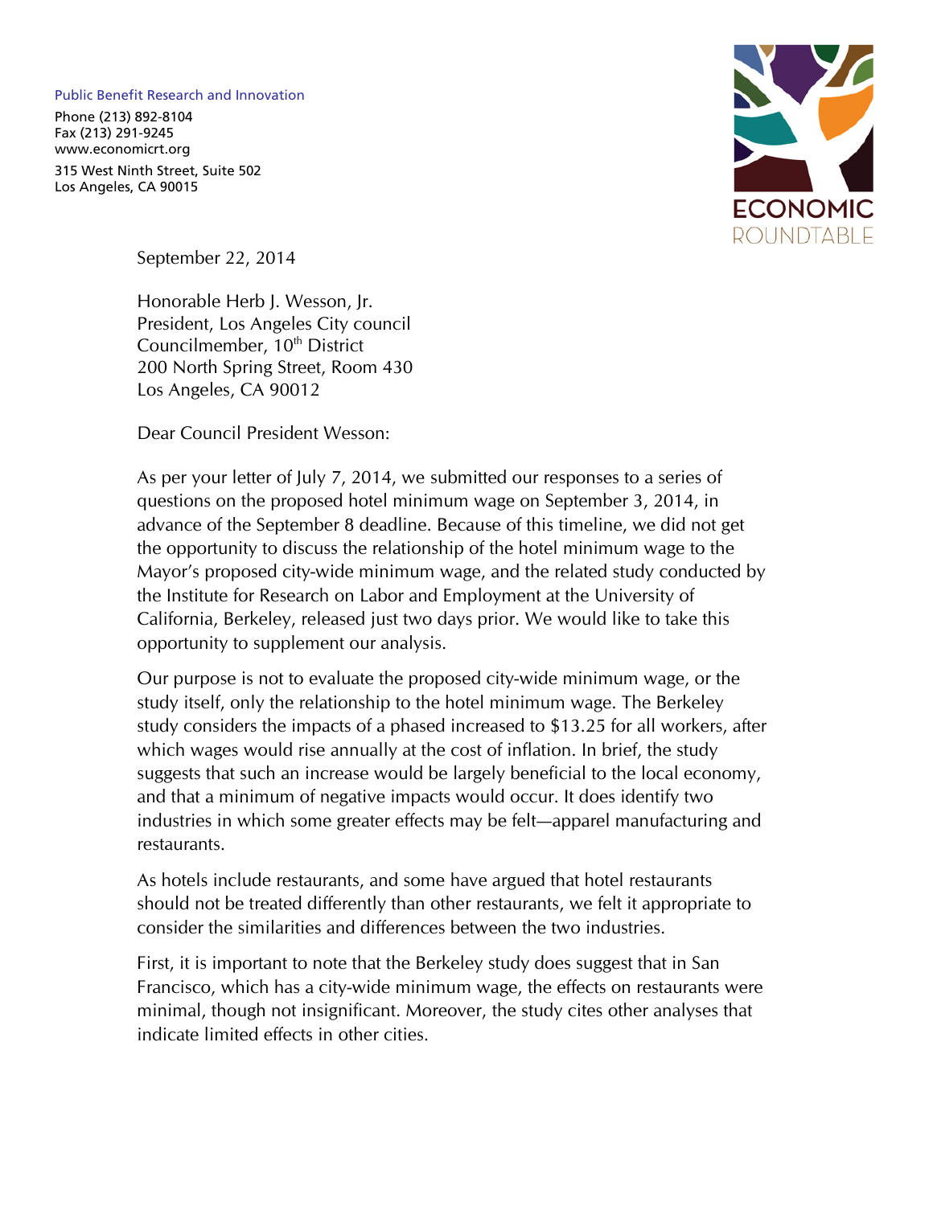Public Benefit Research and Innovation

Phone (213) 892-8104
Fax (213) 291-9245
www.economicrt.org

315 West Ninth Street, Suite 502
Los Angeles, CA 90015

ECONOMIC ROUNDTABLE

September 22, 2014

Honorable Herb J. Wesson, Jr.
President, Los Angeles City council
Councilmember, 10th District
200 North Spring Street, Room 430
Los Angeles, CA 90012

Dear Council President Wesson:

As per your letter of July 7, 2014, we submitted our responses to a series of questions on the proposed hotel minimum wage on September 3, 2014, in advance of the September 8 deadline. Because of this timeline, we did not get the opportunity to discuss the relationship of the hotel minimum wage to the Mayor's proposed city-wide minimum wage, and the related study conducted by the Institute for Research on Labor and Employment at the University of California, Berkeley, released just two days prior. We would like to take this opportunity to supplement our analysis.

Our purpose is not to evaluate the proposed city-wide minimum wage, or the study itself, only the relationship to the hotel minimum wage. The Berkeley study considers the impacts of a phased increased to $13.25 for all workers, after which wages would rise annually at the cost of inflation. In brief, the study suggests that such an increase would be largely beneficial to the local economy, and that a minimum of negative impacts would occur. It does identify two industries in which some greater effects may be felt—apparel manufacturing and restaurants.

As hotels include restaurants, and some have argued that hotel restaurants should not be treated differently than other restaurants, we felt it appropriate to consider the similarities and differences between the two industries.

First, it is important to note that the Berkeley study does suggest that in San Francisco, which has a city-wide minimum wage, the effects on restaurants were minimal, though not insignificant. Moreover, the study cites other analyses that indicate limited effects in other cities.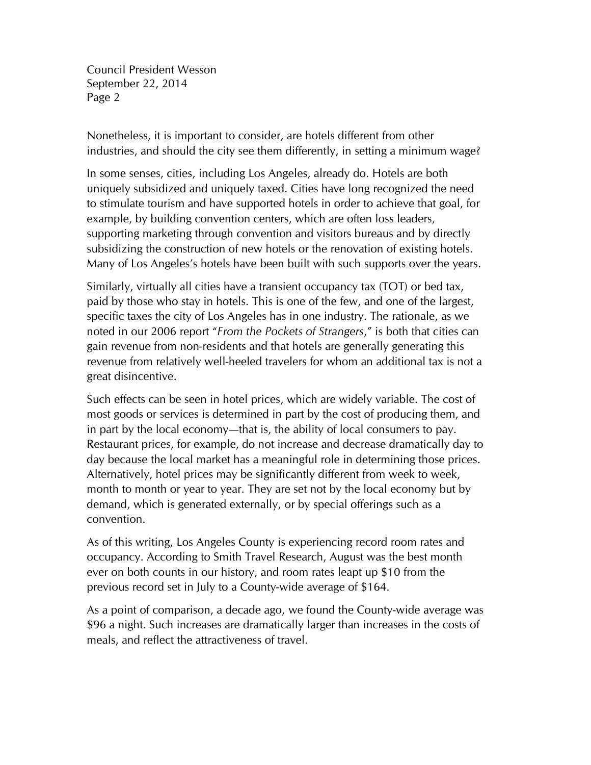Nonetheless, it is important to consider, are hotels different from other industries, and should the city see them differently, in setting a minimum wage?

In some senses, cities, including Los Angeles, already do. Hotels are both uniquely subsidized and uniquely taxed. Cities have long recognized the need to stimulate tourism and have supported hotels in order to achieve that goal, for example, by building convention centers, which are often loss leaders, supporting marketing through convention and visitors bureaus and by directly subsidizing the construction of new hotels or the renovation of existing hotels. Many of Los Angeles's hotels have been built with such supports over the years.

Similarly, virtually all cities have a transient occupancy tax (TOT) or bed tax, paid by those who stay in hotels. This is one of the few, and one of the largest, specific taxes the city of Los Angeles has in one industry. The rationale, as we noted in our 2006 report "*From the Pockets of Strangers*," is both that cities can gain revenue from non-residents and that hotels are generally generating this revenue from relatively well-heeled travelers for whom an additional tax is not a great disincentive.

Such effects can be seen in hotel prices, which are widely variable. The cost of most goods or services is determined in part by the cost of producing them, and in part by the local economy—that is, the ability of local consumers to pay. Restaurant prices, for example, do not increase and decrease dramatically day to day because the local market has a meaningful role in determining those prices. Alternatively, hotel prices may be significantly different from week to week, month to month or year to year. They are set not by the local economy but by demand, which is generated externally, or by special offerings such as a convention.

As of this writing, Los Angeles County is experiencing record room rates and occupancy. According to Smith Travel Research, August was the best month ever on both counts in our history, and room rates leapt up $10 from the previous record set in July to a County-wide average of $164.

As a point of comparison, a decade ago, we found the County-wide average was $96 a night. Such increases are dramatically larger than increases in the costs of meals, and reflect the attractiveness of travel.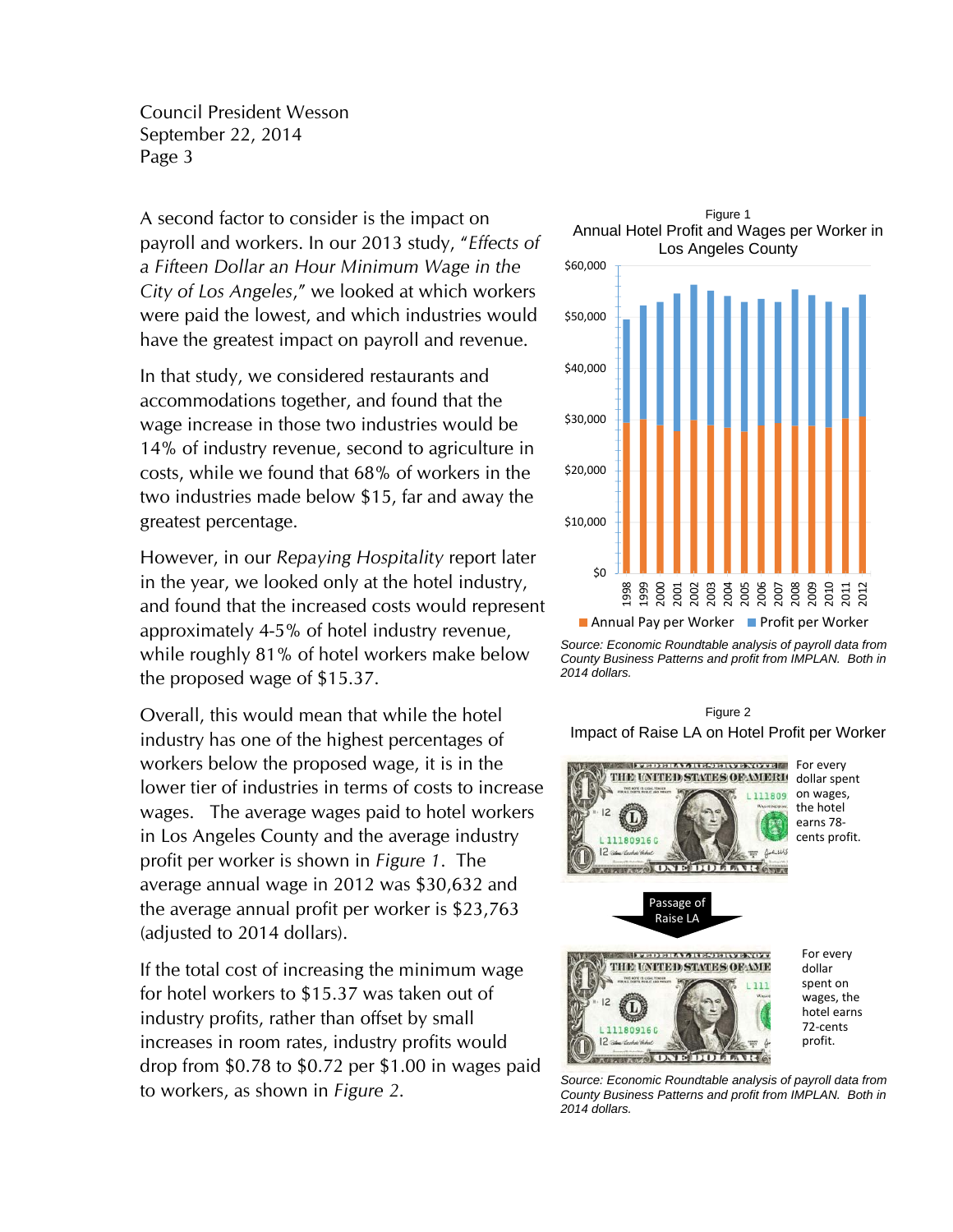A second factor to consider is the impact on payroll and workers. In our 2013 study, "*Effects of a Fifteen Dollar an Hour Minimum Wage in the City of Los Angeles*," we looked at which workers were paid the lowest, and which industries would have the greatest impact on payroll and revenue.

In that study, we considered restaurants and accommodations together, and found that the wage increase in those two industries would be 14% of industry revenue, second to agriculture in costs, while we found that 68% of workers in the two industries made below $15, far and away the greatest percentage.

However, in our *Repaying Hospitality* report later in the year, we looked only at the hotel industry, and found that the increased costs would represent approximately 4-5% of hotel industry revenue, while roughly 81% of hotel workers make below the proposed wage of $15.37.

Overall, this would mean that while the hotel industry has one of the highest percentages of workers below the proposed wage, it is in the lower tier of industries in terms of costs to increase wages. The average wages paid to hotel workers in Los Angeles County and the average industry profit per worker is shown in *Figure 1*. The average annual wage in 2012 was $30,632 and the average annual profit per worker is $23,763 (adjusted to 2014 dollars).

If the total cost of increasing the minimum wage for hotel workers to $15.37 was taken out of industry profits, rather than offset by small increases in room rates, industry profits would drop from $0.78 to $0.72 per $1.00 in wages paid to workers, as shown in *Figure 2*.

Figure 1
Annual Hotel Profit and Wages per Worker in Los Angeles County

Legend: Annual Pay per Worker; Profit per Worker (1998–2012, $0–$60,000)

*Source: Economic Roundtable analysis of payroll data from County Business Patterns and profit from IMPLAN. Both in 2014 dollars.*

Figure 2
Impact of Raise LA on Hotel Profit per Worker

For every dollar spent on wages, the hotel earns 78-cents profit.

Passage of Raise LA

For every dollar spent on wages, the hotel earns 72-cents profit.

*Source: Economic Roundtable analysis of payroll data from County Business Patterns and profit from IMPLAN. Both in 2014 dollars.*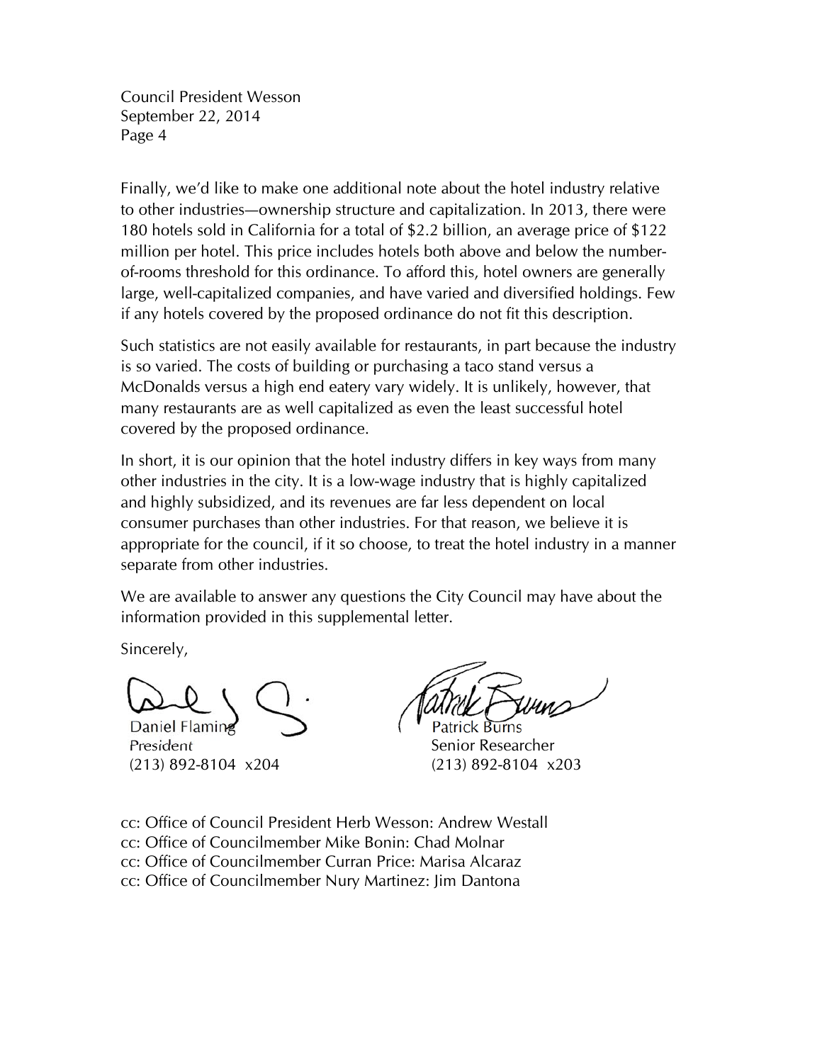Council President Wesson
September 22, 2014
Page 4

Finally, we'd like to make one additional note about the hotel industry relative to other industries—ownership structure and capitalization. In 2013, there were 180 hotels sold in California for a total of $2.2 billion, an average price of $122 million per hotel. This price includes hotels both above and below the number-of-rooms threshold for this ordinance. To afford this, hotel owners are generally large, well-capitalized companies, and have varied and diversified holdings. Few if any hotels covered by the proposed ordinance do not fit this description.

Such statistics are not easily available for restaurants, in part because the industry is so varied. The costs of building or purchasing a taco stand versus a McDonalds versus a high end eatery vary widely. It is unlikely, however, that many restaurants are as well capitalized as even the least successful hotel covered by the proposed ordinance.

In short, it is our opinion that the hotel industry differs in key ways from many other industries in the city. It is a low-wage industry that is highly capitalized and highly subsidized, and its revenues are far less dependent on local consumer purchases than other industries. For that reason, we believe it is appropriate for the council, if it so choose, to treat the hotel industry in a manner separate from other industries.

We are available to answer any questions the City Council may have about the information provided in this supplemental letter.

Sincerely,

Daniel Flaming
President
(213) 892-8104 x204

Patrick Burns
Senior Researcher
(213) 892-8104 x203

cc: Office of Council President Herb Wesson: Andrew Westall
cc: Office of Councilmember Mike Bonin: Chad Molnar
cc: Office of Councilmember Curran Price: Marisa Alcaraz
cc: Office of Councilmember Nury Martinez: Jim Dantona